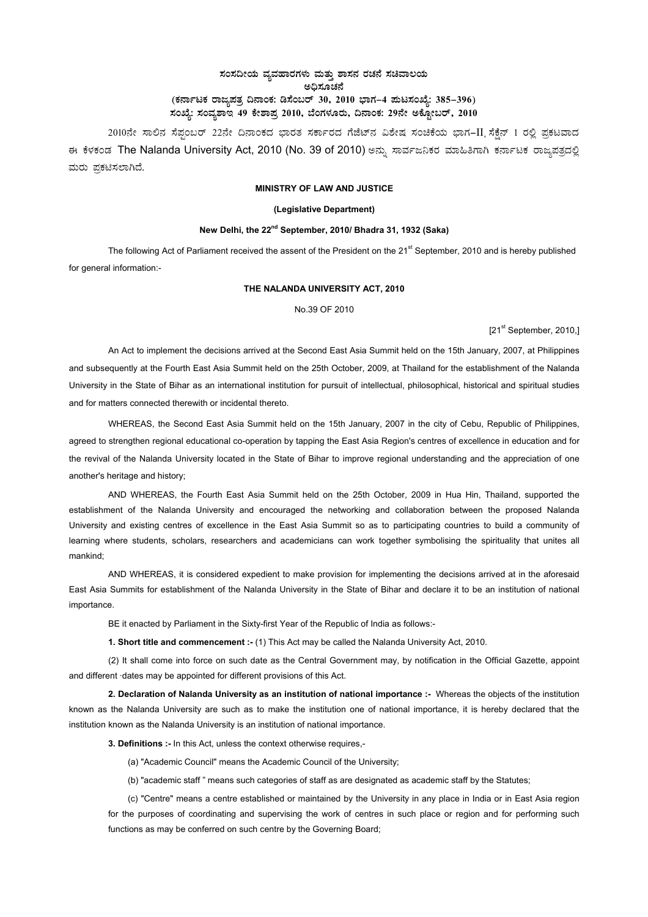**ಸಂಸದೀಯ ವ್ಯವಹಾರಗಳು ಮತ್ತು ಶಾಸನ ರಚನೆ ಸಚಿವಾಲಯ**

**ಅಧಿಸೂಚನೆ**

**(ಕರ್ನಾಟಕ ರಾಜ್ಯಪತ್ರ ದಿನಾಂಕ: ಡಿಸೆಂಬರ್ 30, 2010 ಭಾಗ–4 ಪುಟಸಂಖ್ಯೆ: 385–396)**

**ಸಂಖ್ಯೆ: ಸಂವ್ಯಶಾಇ 49 ಕೇಶಾಪ್ರ 2010, ಬೆಂಗಳೂರು, ದಿನಾಂಕ: 29ನೇ ಅಕ್ಟೋಬರ್, 2010**

2010ನೇ ಸಾಲಿನ ಸೆಪ್ಟಂಬರ್ 22ನೇ ದಿನಾಂಕದ ಭಾರತ ಸರ್ಕಾರದ ಗೆಜೆಟ್‌ನ ವಿಶೇಷ ಸಂಚಿಕೆಯ ಭಾಗ–II, ಸೆಕ್ಷೆನ್ 1 ರಲ್ಲಿ ಪ್ರಕಟವಾದ ಈ ಕೆಳಕಂಡ The Nalanda University Act, 2010 (No. 39 of 2010) ಅನ್ನು ಸಾರ್ವಜನಿಕರ ಮಾಹಿತಿಗಾಗಿ ಕರ್ನಾಟಕ ರಾಜ್ಯಪತ್ರದಲ್ಲಿ ಮರು ಪ್ರಕಟಿಸಲಾಗಿದೆ.

**MINISTRY OF LAW AND JUSTICE**

**(Legislative Department)**

**New Delhi, the 22nd September, 2010/ Bhadra 31, 1932 (Saka)**

The following Act of Parliament received the assent of the President on the 21st September, 2010 and is hereby published for general information:-

**THE NALANDA UNIVERSITY ACT, 2010**

No.39 OF 2010

[21st September, 2010,]

An Act to implement the decisions arrived at the Second East Asia Summit held on the 15th January, 2007, at Philippines and subsequently at the Fourth East Asia Summit held on the 25th October, 2009, at Thailand for the establishment of the Nalanda University in the State of Bihar as an international institution for pursuit of intellectual, philosophical, historical and spiritual studies and for matters connected therewith or incidental thereto.

WHEREAS, the Second East Asia Summit held on the 15th January, 2007 in the city of Cebu, Republic of Philippines, agreed to strengthen regional educational co-operation by tapping the East Asia Region's centres of excellence in education and for the revival of the Nalanda University located in the State of Bihar to improve regional understanding and the appreciation of one another's heritage and history;

AND WHEREAS, the Fourth East Asia Summit held on the 25th October, 2009 in Hua Hin, Thailand, supported the establishment of the Nalanda University and encouraged the networking and collaboration between the proposed Nalanda University and existing centres of excellence in the East Asia Summit so as to participating countries to build a community of learning where students, scholars, researchers and academicians can work together symbolising the spirituality that unites all mankind;

AND WHEREAS, it is considered expedient to make provision for implementing the decisions arrived at in the aforesaid East Asia Summits for establishment of the Nalanda University in the State of Bihar and declare it to be an institution of national importance.

BE it enacted by Parliament in the Sixty-first Year of the Republic of India as follows:-

**1. Short title and commencement :-** (1) This Act may be called the Nalanda University Act, 2010.

(2) It shall come into force on such date as the Central Government may, by notification in the Official Gazette, appoint and different ·dates may be appointed for different provisions of this Act.

**2. Declaration of Nalanda University as an institution of national importance :-** Whereas the objects of the institution known as the Nalanda University are such as to make the institution one of national importance, it is hereby declared that the institution known as the Nalanda University is an institution of national importance.

**3. Definitions :-** In this Act, unless the context otherwise requires,-

(a) "Academic Council" means the Academic Council of the University;

(b) "academic staff " means such categories of staff as are designated as academic staff by the Statutes;

(c) "Centre" means a centre established or maintained by the University in any place in India or in East Asia region for the purposes of coordinating and supervising the work of centres in such place or region and for performing such functions as may be conferred on such centre by the Governing Board;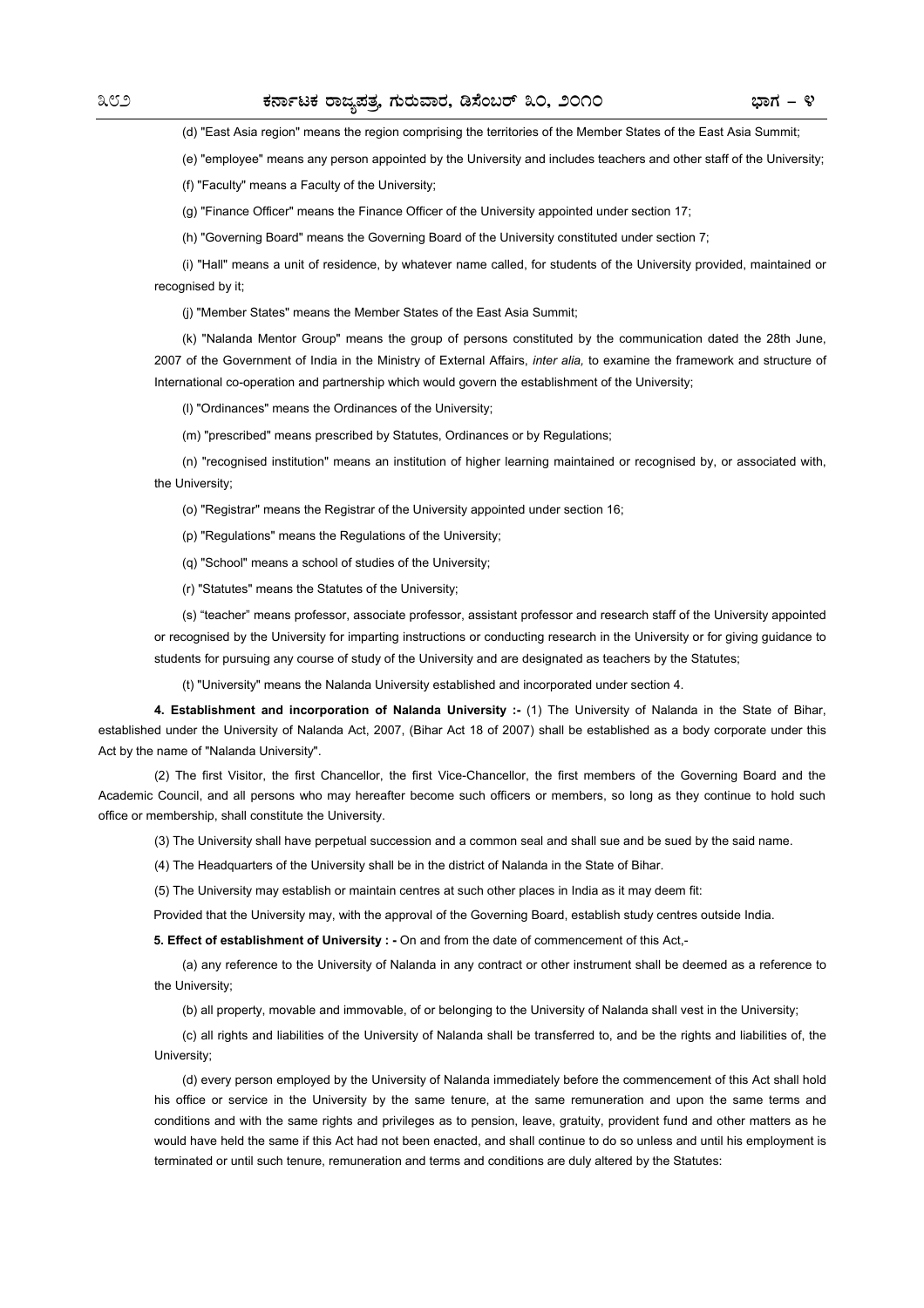(d) "East Asia region" means the region comprising the territories of the Member States of the East Asia Summit;

(e) "employee" means any person appointed by the University and includes teachers and other staff of the University;

(f) "Faculty" means a Faculty of the University;

(g) "Finance Officer" means the Finance Officer of the University appointed under section 17;

(h) "Governing Board" means the Governing Board of the University constituted under section 7;

(i) "Hall" means a unit of residence, by whatever name called, for students of the University provided, maintained or recognised by it;

(j) "Member States" means the Member States of the East Asia Summit;

(k) "Nalanda Mentor Group" means the group of persons constituted by the communication dated the 28th June, 2007 of the Government of India in the Ministry of External Affairs, *inter alia,* to examine the framework and structure of International co-operation and partnership which would govern the establishment of the University;

(l) "Ordinances" means the Ordinances of the University;

(m) "prescribed" means prescribed by Statutes, Ordinances or by Regulations;

(n) "recognised institution" means an institution of higher learning maintained or recognised by, or associated with, the University;

(o) "Registrar" means the Registrar of the University appointed under section 16;

(p) "Regulations" means the Regulations of the University;

(q) "School" means a school of studies of the University;

(r) "Statutes" means the Statutes of the University;

(s) "teacher" means professor, associate professor, assistant professor and research staff of the University appointed or recognised by the University for imparting instructions or conducting research in the University or for giving guidance to students for pursuing any course of study of the University and are designated as teachers by the Statutes;

(t) "University" means the Nalanda University established and incorporated under section 4.

**4. Establishment and incorporation of Nalanda University :-** (1) The University of Nalanda in the State of Bihar, established under the University of Nalanda Act, 2007, (Bihar Act 18 of 2007) shall be established as a body corporate under this Act by the name of "Nalanda University".

(2) The first Visitor, the first Chancellor, the first Vice-Chancellor, the first members of the Governing Board and the Academic Council, and all persons who may hereafter become such officers or members, so long as they continue to hold such office or membership, shall constitute the University.

(3) The University shall have perpetual succession and a common seal and shall sue and be sued by the said name.

(4) The Headquarters of the University shall be in the district of Nalanda in the State of Bihar.

(5) The University may establish or maintain centres at such other places in India as it may deem fit:

Provided that the University may, with the approval of the Governing Board, establish study centres outside India.

**5. Effect of establishment of University : -** On and from the date of commencement of this Act,-

(a) any reference to the University of Nalanda in any contract or other instrument shall be deemed as a reference to the University;

(b) all property, movable and immovable, of or belonging to the University of Nalanda shall vest in the University;

(c) all rights and liabilities of the University of Nalanda shall be transferred to, and be the rights and liabilities of, the University;

(d) every person employed by the University of Nalanda immediately before the commencement of this Act shall hold his office or service in the University by the same tenure, at the same remuneration and upon the same terms and conditions and with the same rights and privileges as to pension, leave, gratuity, provident fund and other matters as he would have held the same if this Act had not been enacted, and shall continue to do so unless and until his employment is terminated or until such tenure, remuneration and terms and conditions are duly altered by the Statutes: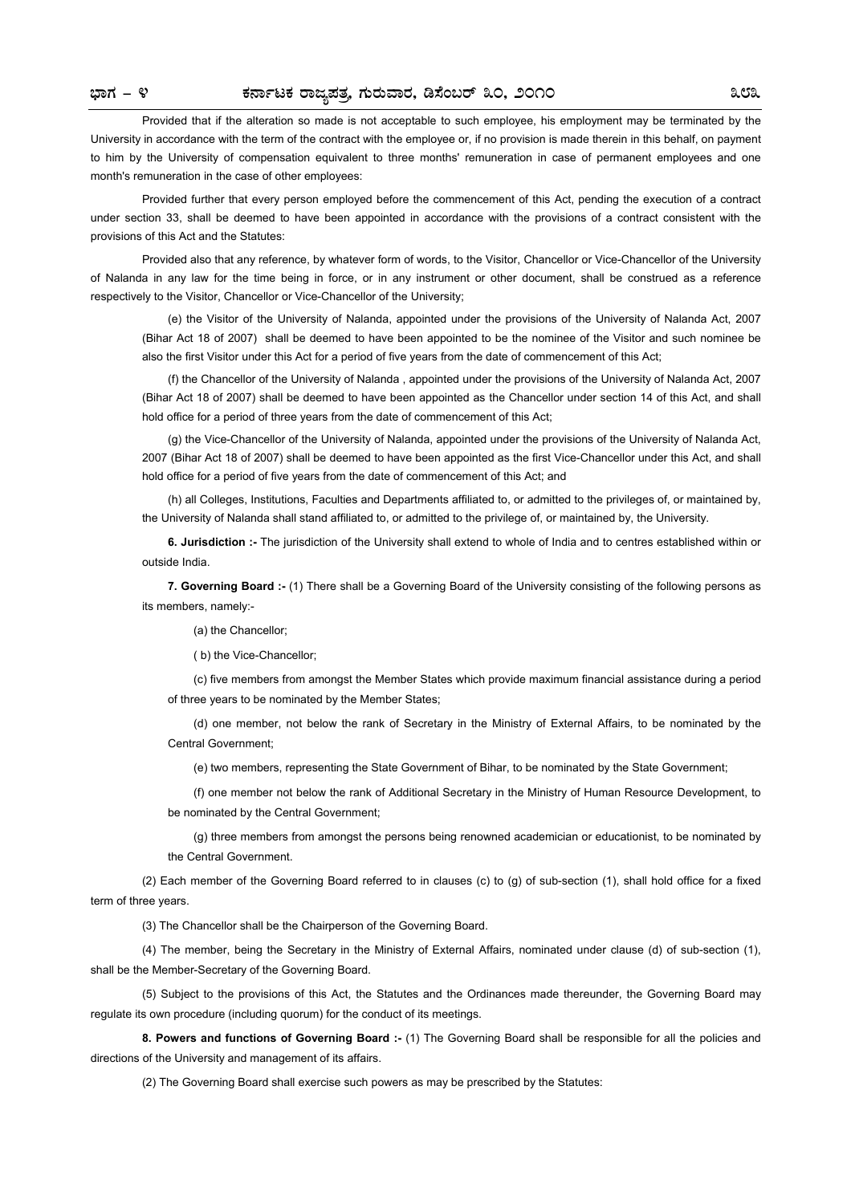Provided that if the alteration so made is not acceptable to such employee, his employment may be terminated by the University in accordance with the term of the contract with the employee or, if no provision is made therein in this behalf, on payment to him by the University of compensation equivalent to three months' remuneration in case of permanent employees and one month's remuneration in the case of other employees:

Provided further that every person employed before the commencement of this Act, pending the execution of a contract under section 33, shall be deemed to have been appointed in accordance with the provisions of a contract consistent with the provisions of this Act and the Statutes:

Provided also that any reference, by whatever form of words, to the Visitor, Chancellor or Vice-Chancellor of the University of Nalanda in any law for the time being in force, or in any instrument or other document, shall be construed as a reference respectively to the Visitor, Chancellor or Vice-Chancellor of the University;

(e) the Visitor of the University of Nalanda, appointed under the provisions of the University of Nalanda Act, 2007 (Bihar Act 18 of 2007) shall be deemed to have been appointed to be the nominee of the Visitor and such nominee be also the first Visitor under this Act for a period of five years from the date of commencement of this Act;

(f) the Chancellor of the University of Nalanda , appointed under the provisions of the University of Nalanda Act, 2007 (Bihar Act 18 of 2007) shall be deemed to have been appointed as the Chancellor under section 14 of this Act, and shall hold office for a period of three years from the date of commencement of this Act;

(g) the Vice-Chancellor of the University of Nalanda, appointed under the provisions of the University of Nalanda Act, 2007 (Bihar Act 18 of 2007) shall be deemed to have been appointed as the first Vice-Chancellor under this Act, and shall hold office for a period of five years from the date of commencement of this Act; and

(h) all Colleges, Institutions, Faculties and Departments affiliated to, or admitted to the privileges of, or maintained by, the University of Nalanda shall stand affiliated to, or admitted to the privilege of, or maintained by, the University.

**6. Jurisdiction :-** The jurisdiction of the University shall extend to whole of India and to centres established within or outside India.

**7. Governing Board :-** (1) There shall be a Governing Board of the University consisting of the following persons as its members, namely:-

(a) the Chancellor;

( b) the Vice-Chancellor;

(c) five members from amongst the Member States which provide maximum financial assistance during a period of three years to be nominated by the Member States;

(d) one member, not below the rank of Secretary in the Ministry of External Affairs, to be nominated by the Central Government;

(e) two members, representing the State Government of Bihar, to be nominated by the State Government;

(f) one member not below the rank of Additional Secretary in the Ministry of Human Resource Development, to be nominated by the Central Government;

(g) three members from amongst the persons being renowned academician or educationist, to be nominated by the Central Government.

(2) Each member of the Governing Board referred to in clauses (c) to (g) of sub-section (1), shall hold office for a fixed term of three years.

(3) The Chancellor shall be the Chairperson of the Governing Board.

(4) The member, being the Secretary in the Ministry of External Affairs, nominated under clause (d) of sub-section (1), shall be the Member-Secretary of the Governing Board.

(5) Subject to the provisions of this Act, the Statutes and the Ordinances made thereunder, the Governing Board may regulate its own procedure (including quorum) for the conduct of its meetings.

**8. Powers and functions of Governing Board :-** (1) The Governing Board shall be responsible for all the policies and directions of the University and management of its affairs.

(2) The Governing Board shall exercise such powers as may be prescribed by the Statutes: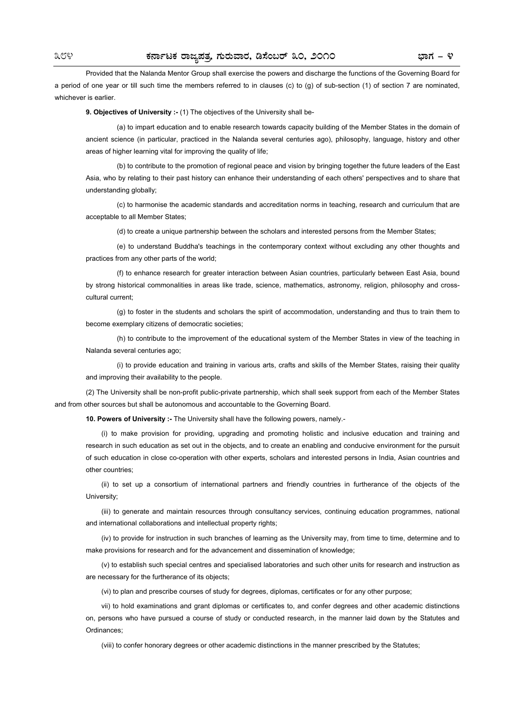Provided that the Nalanda Mentor Group shall exercise the powers and discharge the functions of the Governing Board for a period of one year or till such time the members referred to in clauses (c) to (g) of sub-section (1) of section 7 are nominated, whichever is earlier.

**9. Objectives of University :-** (1) The objectives of the University shall be-

(a) to impart education and to enable research towards capacity building of the Member States in the domain of ancient science (in particular, practiced in the Nalanda several centuries ago), philosophy, language, history and other areas of higher learning vital for improving the quality of life;

(b) to contribute to the promotion of regional peace and vision by bringing together the future leaders of the East Asia, who by relating to their past history can enhance their understanding of each others' perspectives and to share that understanding globally;

(c) to harmonise the academic standards and accreditation norms in teaching, research and curriculum that are acceptable to all Member States;

(d) to create a unique partnership between the scholars and interested persons from the Member States;

(e) to understand Buddha's teachings in the contemporary context without excluding any other thoughts and practices from any other parts of the world;

(f) to enhance research for greater interaction between Asian countries, particularly between East Asia, bound by strong historical commonalities in areas like trade, science, mathematics, astronomy, religion, philosophy and cross-cultural current;

(g) to foster in the students and scholars the spirit of accommodation, understanding and thus to train them to become exemplary citizens of democratic societies;

(h) to contribute to the improvement of the educational system of the Member States in view of the teaching in Nalanda several centuries ago;

(i) to provide education and training in various arts, crafts and skills of the Member States, raising their quality and improving their availability to the people.

(2) The University shall be non-profit public-private partnership, which shall seek support from each of the Member States and from other sources but shall be autonomous and accountable to the Governing Board.

**10. Powers of University :-** The University shall have the following powers, namely.-

(i) to make provision for providing, upgrading and promoting holistic and inclusive education and training and research in such education as set out in the objects, and to create an enabling and conducive environment for the pursuit of such education in close co-operation with other experts, scholars and interested persons in India, Asian countries and other countries;

(ii) to set up a consortium of international partners and friendly countries in furtherance of the objects of the University;

(iii) to generate and maintain resources through consultancy services, continuing education programmes, national and international collaborations and intellectual property rights;

(iv) to provide for instruction in such branches of learning as the University may, from time to time, determine and to make provisions for research and for the advancement and dissemination of knowledge;

(v) to establish such special centres and specialised laboratories and such other units for research and instruction as are necessary for the furtherance of its objects;

(vi) to plan and prescribe courses of study for degrees, diplomas, certificates or for any other purpose;

vii) to hold examinations and grant diplomas or certificates to, and confer degrees and other academic distinctions on, persons who have pursued a course of study or conducted research, in the manner laid down by the Statutes and Ordinances;

(viii) to confer honorary degrees or other academic distinctions in the manner prescribed by the Statutes;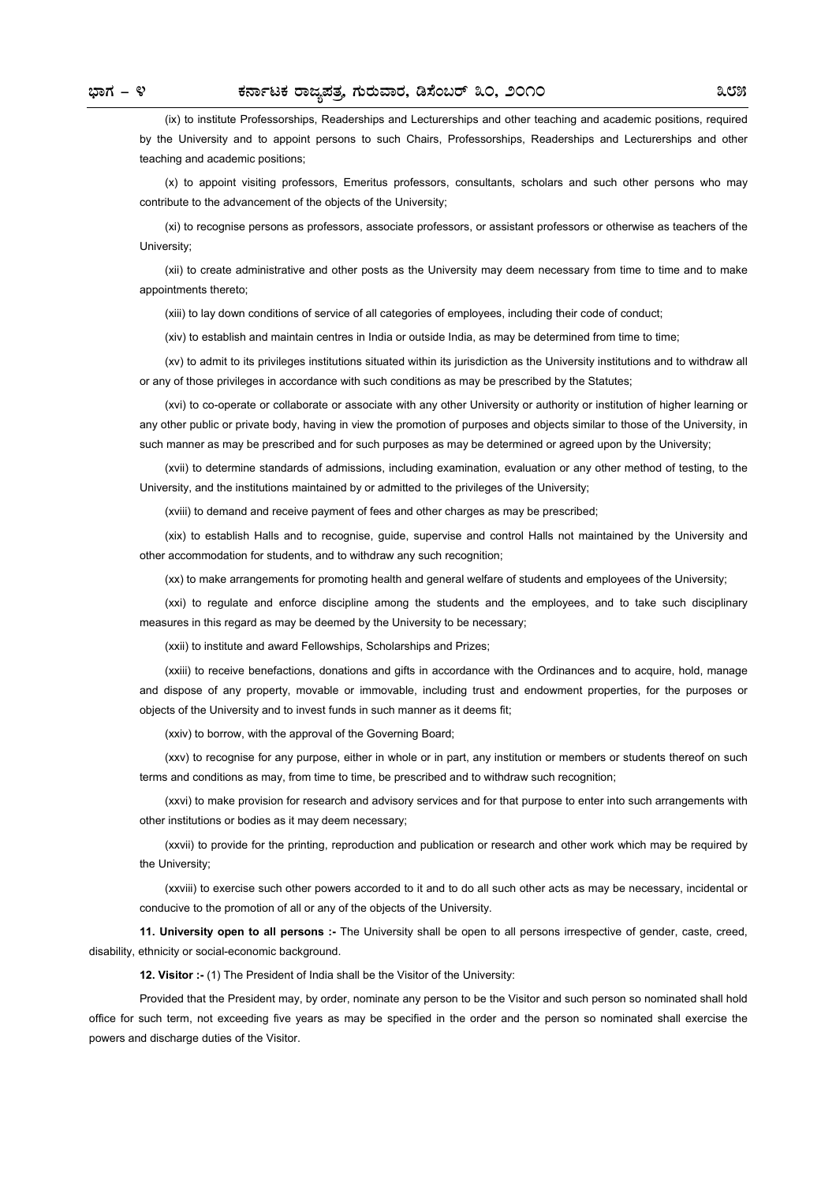(ix) to institute Professorships, Readerships and Lecturerships and other teaching and academic positions, required by the University and to appoint persons to such Chairs, Professorships, Readerships and Lecturerships and other teaching and academic positions;

(x) to appoint visiting professors, Emeritus professors, consultants, scholars and such other persons who may contribute to the advancement of the objects of the University;

(xi) to recognise persons as professors, associate professors, or assistant professors or otherwise as teachers of the University;

(xii) to create administrative and other posts as the University may deem necessary from time to time and to make appointments thereto;

(xiii) to lay down conditions of service of all categories of employees, including their code of conduct;

(xiv) to establish and maintain centres in India or outside India, as may be determined from time to time;

(xv) to admit to its privileges institutions situated within its jurisdiction as the University institutions and to withdraw all or any of those privileges in accordance with such conditions as may be prescribed by the Statutes;

(xvi) to co-operate or collaborate or associate with any other University or authority or institution of higher learning or any other public or private body, having in view the promotion of purposes and objects similar to those of the University, in such manner as may be prescribed and for such purposes as may be determined or agreed upon by the University;

(xvii) to determine standards of admissions, including examination, evaluation or any other method of testing, to the University, and the institutions maintained by or admitted to the privileges of the University;

(xviii) to demand and receive payment of fees and other charges as may be prescribed;

(xix) to establish Halls and to recognise, guide, supervise and control Halls not maintained by the University and other accommodation for students, and to withdraw any such recognition;

(xx) to make arrangements for promoting health and general welfare of students and employees of the University;

(xxi) to regulate and enforce discipline among the students and the employees, and to take such disciplinary measures in this regard as may be deemed by the University to be necessary;

(xxii) to institute and award Fellowships, Scholarships and Prizes;

(xxiii) to receive benefactions, donations and gifts in accordance with the Ordinances and to acquire, hold, manage and dispose of any property, movable or immovable, including trust and endowment properties, for the purposes or objects of the University and to invest funds in such manner as it deems fit;

(xxiv) to borrow, with the approval of the Governing Board;

(xxv) to recognise for any purpose, either in whole or in part, any institution or members or students thereof on such terms and conditions as may, from time to time, be prescribed and to withdraw such recognition;

(xxvi) to make provision for research and advisory services and for that purpose to enter into such arrangements with other institutions or bodies as it may deem necessary;

(xxvii) to provide for the printing, reproduction and publication or research and other work which may be required by the University;

(xxviii) to exercise such other powers accorded to it and to do all such other acts as may be necessary, incidental or conducive to the promotion of all or any of the objects of the University.

**11. University open to all persons :-** The University shall be open to all persons irrespective of gender, caste, creed, disability, ethnicity or social-economic background.

**12. Visitor :-** (1) The President of India shall be the Visitor of the University:

Provided that the President may, by order, nominate any person to be the Visitor and such person so nominated shall hold office for such term, not exceeding five years as may be specified in the order and the person so nominated shall exercise the powers and discharge duties of the Visitor.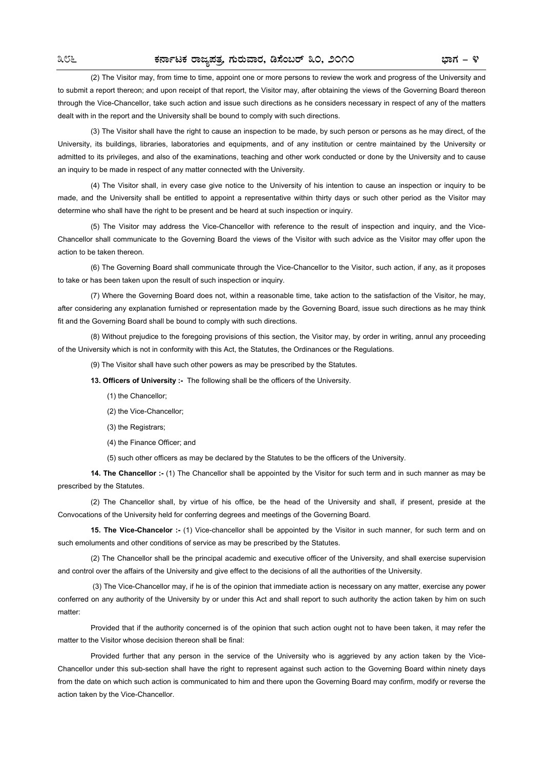(2) The Visitor may, from time to time, appoint one or more persons to review the work and progress of the University and to submit a report thereon; and upon receipt of that report, the Visitor may, after obtaining the views of the Governing Board thereon through the Vice-Chancellor, take such action and issue such directions as he considers necessary in respect of any of the matters dealt with in the report and the University shall be bound to comply with such directions.

(3) The Visitor shall have the right to cause an inspection to be made, by such person or persons as he may direct, of the University, its buildings, libraries, laboratories and equipments, and of any institution or centre maintained by the University or admitted to its privileges, and also of the examinations, teaching and other work conducted or done by the University and to cause an inquiry to be made in respect of any matter connected with the University.

(4) The Visitor shall, in every case give notice to the University of his intention to cause an inspection or inquiry to be made, and the University shall be entitled to appoint a representative within thirty days or such other period as the Visitor may determine who shall have the right to be present and be heard at such inspection or inquiry.

(5) The Visitor may address the Vice-Chancellor with reference to the result of inspection and inquiry, and the Vice-Chancellor shall communicate to the Governing Board the views of the Visitor with such advice as the Visitor may offer upon the action to be taken thereon.

(6) The Governing Board shall communicate through the Vice-Chancellor to the Visitor, such action, if any, as it proposes to take or has been taken upon the result of such inspection or inquiry.

(7) Where the Governing Board does not, within a reasonable time, take action to the satisfaction of the Visitor, he may, after considering any explanation furnished or representation made by the Governing Board, issue such directions as he may think fit and the Governing Board shall be bound to comply with such directions.

(8) Without prejudice to the foregoing provisions of this section, the Visitor may, by order in writing, annul any proceeding of the University which is not in conformity with this Act, the Statutes, the Ordinances or the Regulations.

(9) The Visitor shall have such other powers as may be prescribed by the Statutes.

**13. Officers of University :-** The following shall be the officers of the University.

(1) the Chancellor;

(2) the Vice-Chancellor;

(3) the Registrars;

(4) the Finance Officer; and

(5) such other officers as may be declared by the Statutes to be the officers of the University.

**14. The Chancellor :-** (1) The Chancellor shall be appointed by the Visitor for such term and in such manner as may be prescribed by the Statutes.

(2) The Chancellor shall, by virtue of his office, be the head of the University and shall, if present, preside at the Convocations of the University held for conferring degrees and meetings of the Governing Board.

**15. The Vice-Chancelor :-** (1) Vice-chancellor shall be appointed by the Visitor in such manner, for such term and on such emoluments and other conditions of service as may be prescribed by the Statutes.

(2) The Chancellor shall be the principal academic and executive officer of the University, and shall exercise supervision and control over the affairs of the University and give effect to the decisions of all the authorities of the University.

(3) The Vice-Chancellor may, if he is of the opinion that immediate action is necessary on any matter, exercise any power conferred on any authority of the University by or under this Act and shall report to such authority the action taken by him on such matter:

Provided that if the authority concerned is of the opinion that such action ought not to have been taken, it may refer the matter to the Visitor whose decision thereon shall be final:

Provided further that any person in the service of the University who is aggrieved by any action taken by the Vice-Chancellor under this sub-section shall have the right to represent against such action to the Governing Board within ninety days from the date on which such action is communicated to him and there upon the Governing Board may confirm, modify or reverse the action taken by the Vice-Chancellor.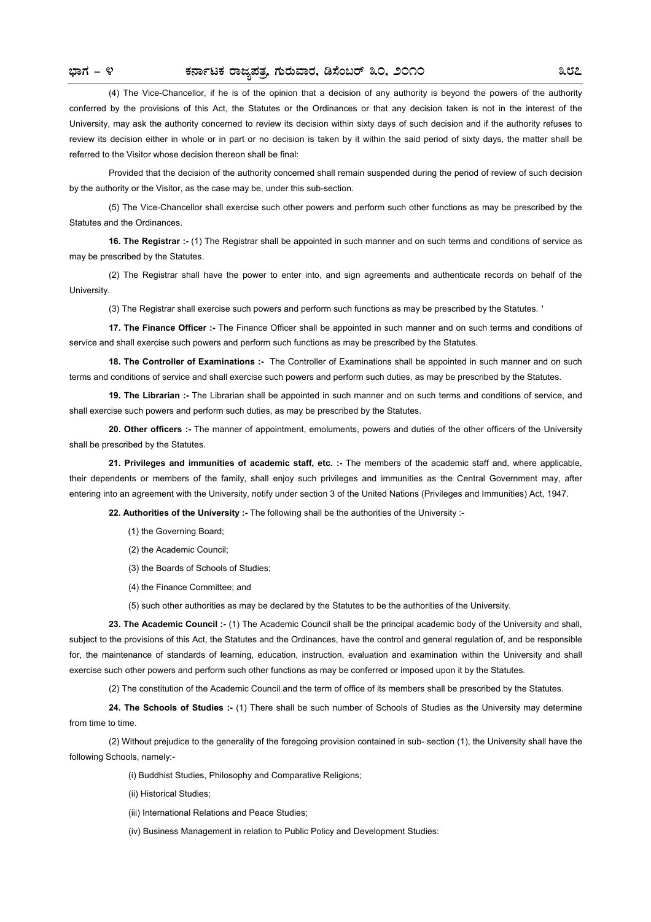(4) The Vice-Chancellor, if he is of the opinion that a decision of any authority is beyond the powers of the authority conferred by the provisions of this Act, the Statutes or the Ordinances or that any decision taken is not in the interest of the University, may ask the authority concerned to review its decision within sixty days of such decision and if the authority refuses to review its decision either in whole or in part or no decision is taken by it within the said period of sixty days, the matter shall be referred to the Visitor whose decision thereon shall be final:

Provided that the decision of the authority concerned shall remain suspended during the period of review of such decision by the authority or the Visitor, as the case may be, under this sub-section.

(5) The Vice-Chancellor shall exercise such other powers and perform such other functions as may be prescribed by the Statutes and the Ordinances.

**16. The Registrar :-** (1) The Registrar shall be appointed in such manner and on such terms and conditions of service as may be prescribed by the Statutes.

(2) The Registrar shall have the power to enter into, and sign agreements and authenticate records on behalf of the University.

(3) The Registrar shall exercise such powers and perform such functions as may be prescribed by the Statutes. '

**17. The Finance Officer :-** The Finance Officer shall be appointed in such manner and on such terms and conditions of service and shall exercise such powers and perform such functions as may be prescribed by the Statutes.

**18. The Controller of Examinations :-** The Controller of Examinations shall be appointed in such manner and on such terms and conditions of service and shall exercise such powers and perform such duties, as may be prescribed by the Statutes.

**19. The Librarian :-** The Librarian shall be appointed in such manner and on such terms and conditions of service, and shall exercise such powers and perform such duties, as may be prescribed by the Statutes.

**20. Other officers :-** The manner of appointment, emoluments, powers and duties of the other officers of the University shall be prescribed by the Statutes.

**21. Privileges and immunities of academic staff, etc. :-** The members of the academic staff and, where applicable, their dependents or members of the family, shall enjoy such privileges and immunities as the Central Government may, after entering into an agreement with the University, notify under section 3 of the United Nations (Privileges and Immunities) Act, 1947.

**22. Authorities of the University :-** The following shall be the authorities of the University :-

(1) the Governing Board;

(2) the Academic Council;

(3) the Boards of Schools of Studies;

(4) the Finance Committee; and

(5) such other authorities as may be declared by the Statutes to be the authorities of the University.

**23. The Academic Council :-** (1) The Academic Council shall be the principal academic body of the University and shall, subject to the provisions of this Act, the Statutes and the Ordinances, have the control and general regulation of, and be responsible for, the maintenance of standards of learning, education, instruction, evaluation and examination within the University and shall exercise such other powers and perform such other functions as may be conferred or imposed upon it by the Statutes.

(2) The constitution of the Academic Council and the term of office of its members shall be prescribed by the Statutes.

**24. The Schools of Studies :-** (1) There shall be such number of Schools of Studies as the University may determine from time to time.

(2) Without prejudice to the generality of the foregoing provision contained in sub- section (1), the University shall have the following Schools, namely:-

(i) Buddhist Studies, Philosophy and Comparative Religions;

(ii) Historical Studies;

(iii) International Relations and Peace Studies;

(iv) Business Management in relation to Public Policy and Development Studies: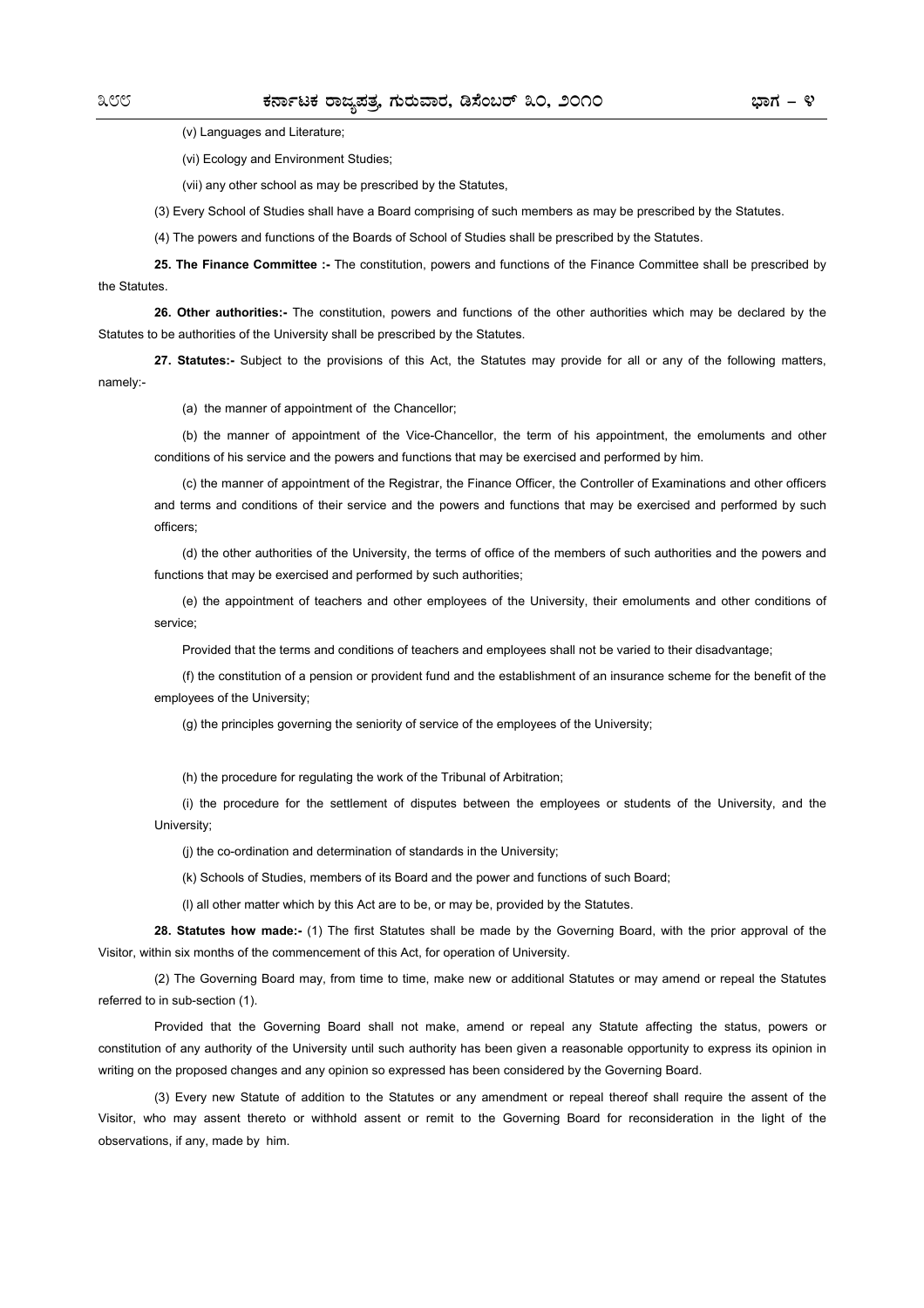(v) Languages and Literature;

(vi) Ecology and Environment Studies;

(vii) any other school as may be prescribed by the Statutes,

(3) Every School of Studies shall have a Board comprising of such members as may be prescribed by the Statutes.

(4) The powers and functions of the Boards of School of Studies shall be prescribed by the Statutes.

**25. The Finance Committee :-** The constitution, powers and functions of the Finance Committee shall be prescribed by the Statutes.

**26. Other authorities:-** The constitution, powers and functions of the other authorities which may be declared by the Statutes to be authorities of the University shall be prescribed by the Statutes.

**27. Statutes:-** Subject to the provisions of this Act, the Statutes may provide for all or any of the following matters, namely:-

(a) the manner of appointment of the Chancellor;

(b) the manner of appointment of the Vice-Chancellor, the term of his appointment, the emoluments and other conditions of his service and the powers and functions that may be exercised and performed by him.

(c) the manner of appointment of the Registrar, the Finance Officer, the Controller of Examinations and other officers and terms and conditions of their service and the powers and functions that may be exercised and performed by such officers;

(d) the other authorities of the University, the terms of office of the members of such authorities and the powers and functions that may be exercised and performed by such authorities;

(e) the appointment of teachers and other employees of the University, their emoluments and other conditions of service;

Provided that the terms and conditions of teachers and employees shall not be varied to their disadvantage;

(f) the constitution of a pension or provident fund and the establishment of an insurance scheme for the benefit of the employees of the University;

(g) the principles governing the seniority of service of the employees of the University;

(h) the procedure for regulating the work of the Tribunal of Arbitration;

(i) the procedure for the settlement of disputes between the employees or students of the University, and the University;

(j) the co-ordination and determination of standards in the University;

(k) Schools of Studies, members of its Board and the power and functions of such Board;

(l) all other matter which by this Act are to be, or may be, provided by the Statutes.

**28. Statutes how made:-** (1) The first Statutes shall be made by the Governing Board, with the prior approval of the Visitor, within six months of the commencement of this Act, for operation of University.

(2) The Governing Board may, from time to time, make new or additional Statutes or may amend or repeal the Statutes referred to in sub-section (1).

Provided that the Governing Board shall not make, amend or repeal any Statute affecting the status, powers or constitution of any authority of the University until such authority has been given a reasonable opportunity to express its opinion in writing on the proposed changes and any opinion so expressed has been considered by the Governing Board.

(3) Every new Statute of addition to the Statutes or any amendment or repeal thereof shall require the assent of the Visitor, who may assent thereto or withhold assent or remit to the Governing Board for reconsideration in the light of the observations, if any, made by him.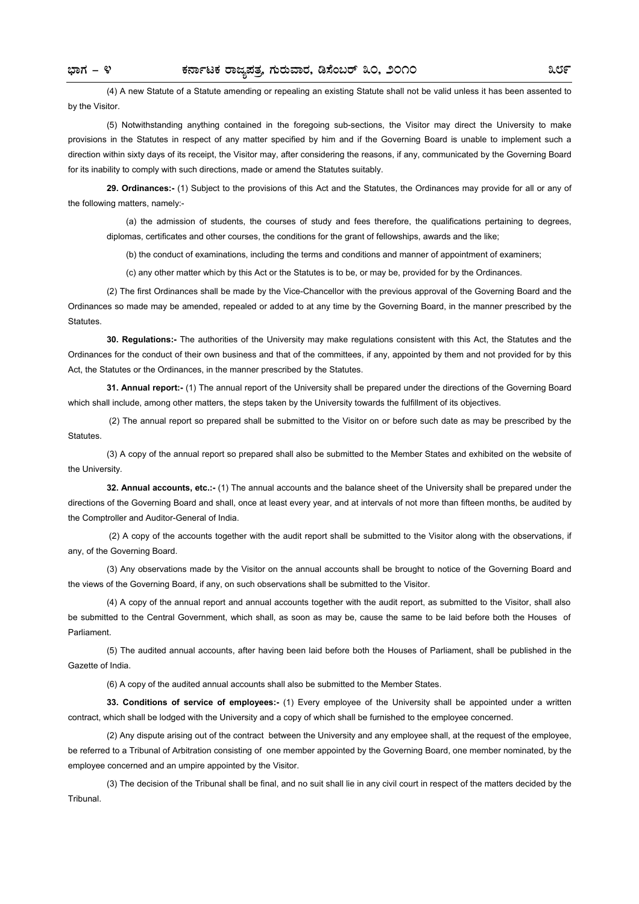(4) A new Statute of a Statute amending or repealing an existing Statute shall not be valid unless it has been assented to by the Visitor.

(5) Notwithstanding anything contained in the foregoing sub-sections, the Visitor may direct the University to make provisions in the Statutes in respect of any matter specified by him and if the Governing Board is unable to implement such a direction within sixty days of its receipt, the Visitor may, after considering the reasons, if any, communicated by the Governing Board for its inability to comply with such directions, made or amend the Statutes suitably.

**29. Ordinances:-** (1) Subject to the provisions of this Act and the Statutes, the Ordinances may provide for all or any of the following matters, namely:-

(a) the admission of students, the courses of study and fees therefore, the qualifications pertaining to degrees, diplomas, certificates and other courses, the conditions for the grant of fellowships, awards and the like;

(b) the conduct of examinations, including the terms and conditions and manner of appointment of examiners;

(c) any other matter which by this Act or the Statutes is to be, or may be, provided for by the Ordinances.

(2) The first Ordinances shall be made by the Vice-Chancellor with the previous approval of the Governing Board and the Ordinances so made may be amended, repealed or added to at any time by the Governing Board, in the manner prescribed by the Statutes.

**30. Regulations:-** The authorities of the University may make regulations consistent with this Act, the Statutes and the Ordinances for the conduct of their own business and that of the committees, if any, appointed by them and not provided for by this Act, the Statutes or the Ordinances, in the manner prescribed by the Statutes.

**31. Annual report:-** (1) The annual report of the University shall be prepared under the directions of the Governing Board which shall include, among other matters, the steps taken by the University towards the fulfillment of its objectives.

(2) The annual report so prepared shall be submitted to the Visitor on or before such date as may be prescribed by the Statutes.

(3) A copy of the annual report so prepared shall also be submitted to the Member States and exhibited on the website of the University.

**32. Annual accounts, etc.:-** (1) The annual accounts and the balance sheet of the University shall be prepared under the directions of the Governing Board and shall, once at least every year, and at intervals of not more than fifteen months, be audited by the Comptroller and Auditor-General of India.

(2) A copy of the accounts together with the audit report shall be submitted to the Visitor along with the observations, if any, of the Governing Board.

(3) Any observations made by the Visitor on the annual accounts shall be brought to notice of the Governing Board and the views of the Governing Board, if any, on such observations shall be submitted to the Visitor.

(4) A copy of the annual report and annual accounts together with the audit report, as submitted to the Visitor, shall also be submitted to the Central Government, which shall, as soon as may be, cause the same to be laid before both the Houses of Parliament.

(5) The audited annual accounts, after having been laid before both the Houses of Parliament, shall be published in the Gazette of India.

(6) A copy of the audited annual accounts shall also be submitted to the Member States.

**33. Conditions of service of employees:-** (1) Every employee of the University shall be appointed under a written contract, which shall be lodged with the University and a copy of which shall be furnished to the employee concerned.

(2) Any dispute arising out of the contract between the University and any employee shall, at the request of the employee, be referred to a Tribunal of Arbitration consisting of one member appointed by the Governing Board, one member nominated, by the employee concerned and an umpire appointed by the Visitor.

(3) The decision of the Tribunal shall be final, and no suit shall lie in any civil court in respect of the matters decided by the Tribunal.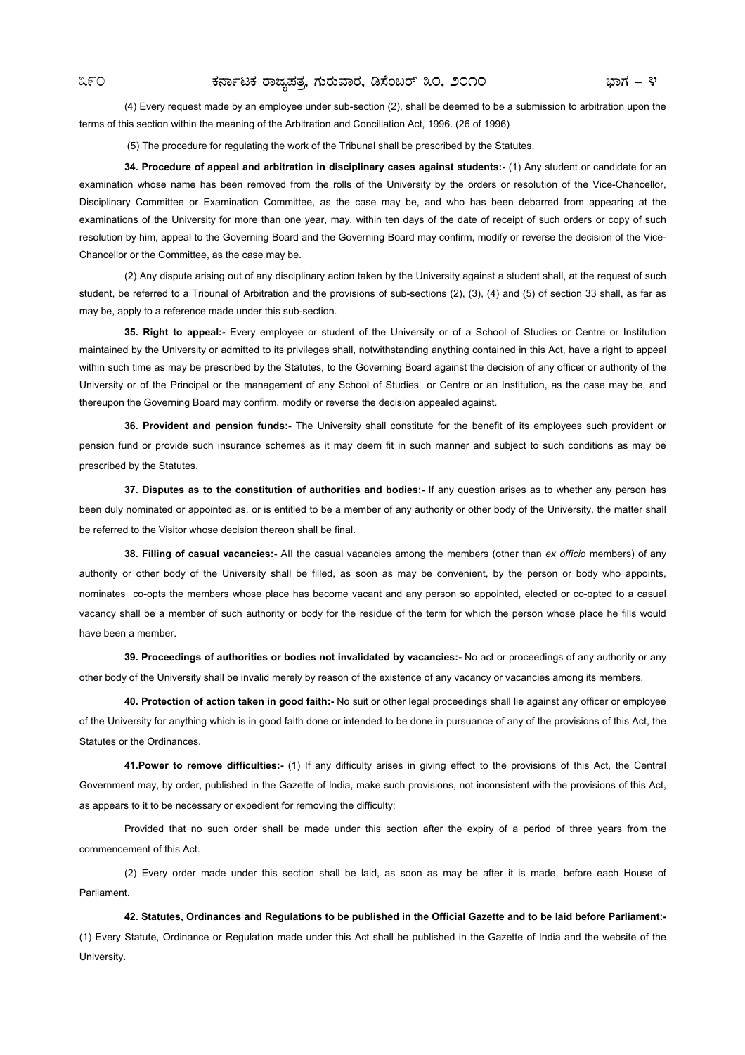(4) Every request made by an employee under sub-section (2), shall be deemed to be a submission to arbitration upon the terms of this section within the meaning of the Arbitration and Conciliation Act, 1996. (26 of 1996)

(5) The procedure for regulating the work of the Tribunal shall be prescribed by the Statutes.

**34. Procedure of appeal and arbitration in disciplinary cases against students:-** (1) Any student or candidate for an examination whose name has been removed from the rolls of the University by the orders or resolution of the Vice-Chancellor, Disciplinary Committee or Examination Committee, as the case may be, and who has been debarred from appearing at the examinations of the University for more than one year, may, within ten days of the date of receipt of such orders or copy of such resolution by him, appeal to the Governing Board and the Governing Board may confirm, modify or reverse the decision of the Vice-Chancellor or the Committee, as the case may be.

(2) Any dispute arising out of any disciplinary action taken by the University against a student shall, at the request of such student, be referred to a Tribunal of Arbitration and the provisions of sub-sections (2), (3), (4) and (5) of section 33 shall, as far as may be, apply to a reference made under this sub-section.

**35. Right to appeal:-** Every employee or student of the University or of a School of Studies or Centre or Institution maintained by the University or admitted to its privileges shall, notwithstanding anything contained in this Act, have a right to appeal within such time as may be prescribed by the Statutes, to the Governing Board against the decision of any officer or authority of the University or of the Principal or the management of any School of Studies or Centre or an Institution, as the case may be, and thereupon the Governing Board may confirm, modify or reverse the decision appealed against.

**36. Provident and pension funds:-** The University shall constitute for the benefit of its employees such provident or pension fund or provide such insurance schemes as it may deem fit in such manner and subject to such conditions as may be prescribed by the Statutes.

**37. Disputes as to the constitution of authorities and bodies:-** If any question arises as to whether any person has been duly nominated or appointed as, or is entitled to be a member of any authority or other body of the University, the matter shall be referred to the Visitor whose decision thereon shall be final.

**38. Filling of casual vacancies:-** All the casual vacancies among the members (other than *ex officio* members) of any authority or other body of the University shall be filled, as soon as may be convenient, by the person or body who appoints, nominates co-opts the members whose place has become vacant and any person so appointed, elected or co-opted to a casual vacancy shall be a member of such authority or body for the residue of the term for which the person whose place he fills would have been a member.

**39. Proceedings of authorities or bodies not invalidated by vacancies:-** No act or proceedings of any authority or any other body of the University shall be invalid merely by reason of the existence of any vacancy or vacancies among its members.

**40. Protection of action taken in good faith:-** No suit or other legal proceedings shall lie against any officer or employee of the University for anything which is in good faith done or intended to be done in pursuance of any of the provisions of this Act, the Statutes or the Ordinances.

**41.Power to remove difficulties:-** (1) If any difficulty arises in giving effect to the provisions of this Act, the Central Government may, by order, published in the Gazette of India, make such provisions, not inconsistent with the provisions of this Act, as appears to it to be necessary or expedient for removing the difficulty:

Provided that no such order shall be made under this section after the expiry of a period of three years from the commencement of this Act.

(2) Every order made under this section shall be laid, as soon as may be after it is made, before each House of Parliament.

**42. Statutes, Ordinances and Regulations to be published in the Official Gazette and to be laid before Parliament:-** (1) Every Statute, Ordinance or Regulation made under this Act shall be published in the Gazette of India and the website of the University.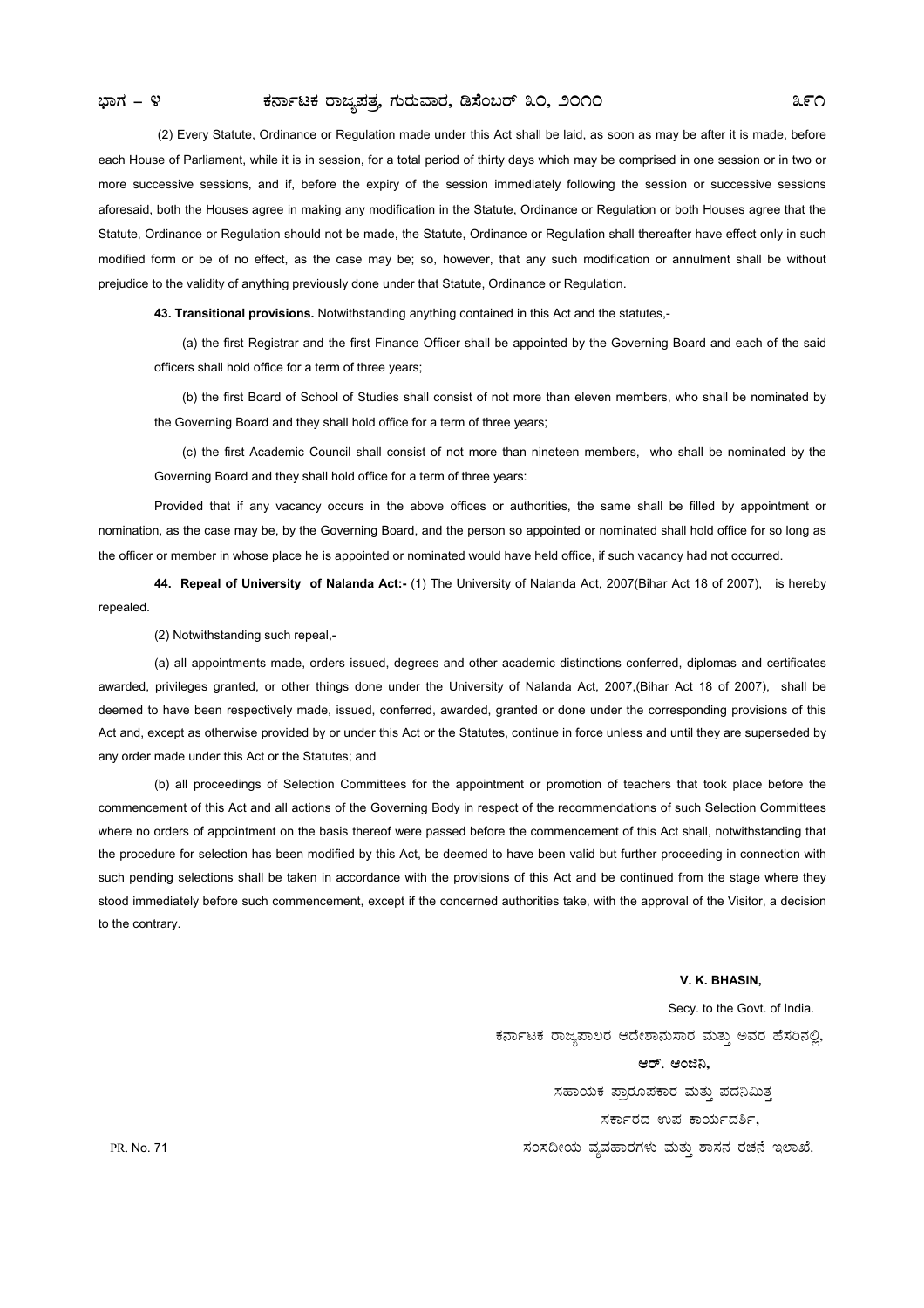(2) Every Statute, Ordinance or Regulation made under this Act shall be laid, as soon as may be after it is made, before each House of Parliament, while it is in session, for a total period of thirty days which may be comprised in one session or in two or more successive sessions, and if, before the expiry of the session immediately following the session or successive sessions aforesaid, both the Houses agree in making any modification in the Statute, Ordinance or Regulation or both Houses agree that the Statute, Ordinance or Regulation should not be made, the Statute, Ordinance or Regulation shall thereafter have effect only in such modified form or be of no effect, as the case may be; so, however, that any such modification or annulment shall be without prejudice to the validity of anything previously done under that Statute, Ordinance or Regulation.

**43. Transitional provisions.** Notwithstanding anything contained in this Act and the statutes,-

(a) the first Registrar and the first Finance Officer shall be appointed by the Governing Board and each of the said officers shall hold office for a term of three years;

(b) the first Board of School of Studies shall consist of not more than eleven members, who shall be nominated by the Governing Board and they shall hold office for a term of three years;

(c) the first Academic Council shall consist of not more than nineteen members, who shall be nominated by the Governing Board and they shall hold office for a term of three years:

Provided that if any vacancy occurs in the above offices or authorities, the same shall be filled by appointment or nomination, as the case may be, by the Governing Board, and the person so appointed or nominated shall hold office for so long as the officer or member in whose place he is appointed or nominated would have held office, if such vacancy had not occurred.

**44. Repeal of University of Nalanda Act:-** (1) The University of Nalanda Act, 2007(Bihar Act 18 of 2007), is hereby repealed.

(2) Notwithstanding such repeal,-

(a) all appointments made, orders issued, degrees and other academic distinctions conferred, diplomas and certificates awarded, privileges granted, or other things done under the University of Nalanda Act, 2007,(Bihar Act 18 of 2007), shall be deemed to have been respectively made, issued, conferred, awarded, granted or done under the corresponding provisions of this Act and, except as otherwise provided by or under this Act or the Statutes, continue in force unless and until they are superseded by any order made under this Act or the Statutes; and

(b) all proceedings of Selection Committees for the appointment or promotion of teachers that took place before the commencement of this Act and all actions of the Governing Body in respect of the recommendations of such Selection Committees where no orders of appointment on the basis thereof were passed before the commencement of this Act shall, notwithstanding that the procedure for selection has been modified by this Act, be deemed to have been valid but further proceeding in connection with such pending selections shall be taken in accordance with the provisions of this Act and be continued from the stage where they stood immediately before such commencement, except if the concerned authorities take, with the approval of the Visitor, a decision to the contrary.

**V. K. BHASIN,**

Secy. to the Govt. of India.

ಕರ್ನಾಟಕ ರಾಜ್ಯಪಾಲರ ಆದೇಶಾನುಸಾರ ಮತ್ತು ಅವರ ಹೆಸರಿನಲ್ಲಿ,

**ಆರ್. ಆಂಜನಿ,**

ಸಹಾಯಕ ಪ್ರಾರೂಪಕಾರ ಮತ್ತು ಪದನಿಮಿತ್ತ

ಸರ್ಕಾರದ ಉಪ ಕಾರ್ಯದರ್ಶಿ,

PR. No. 71

ಸಂಸದೀಯ ವ್ಯವಹಾರಗಳು ಮತ್ತು ಶಾಸನ ರಚನೆ ಇಲಾಖೆ.